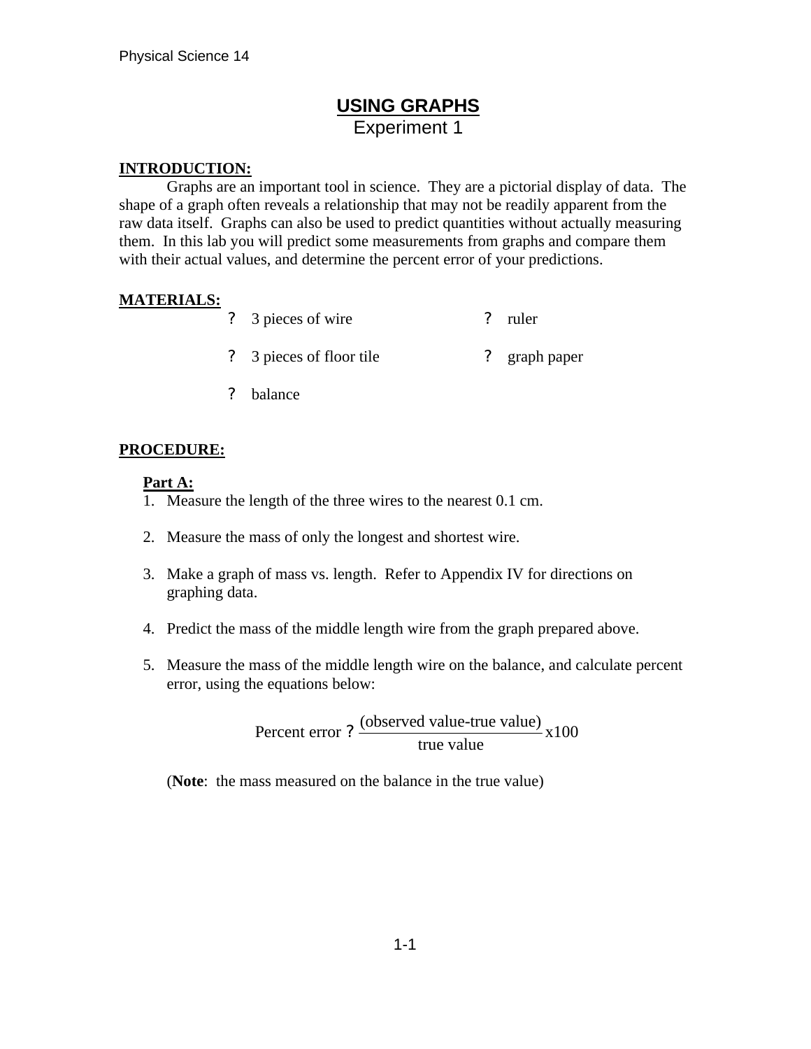# USING GRAPHS

Experiment 1

**INTRODUCTION:**

Graphs are an important tool in science. They are a pictorial display of data. The shape of a graph often reveals a relationship that may not be readily apparent from the raw data itself. Graphs can also be used to predict quantities without actually measuring them. In this lab you will predict some measurements from graphs and compare them with their actual values, and determine the percent error of your predictions.

**MATERIALS:**

- 3 pieces of wire
- ruler
- 3 pieces of floor tile
- graph paper
- balance

**PROCEDURE:**

**Part A:**

1. Measure the length of the three wires to the nearest 0.1 cm.
2. Measure the mass of only the longest and shortest wire.
3. Make a graph of mass vs. length. Refer to Appendix IV for directions on graphing data.
4. Predict the mass of the middle length wire from the graph prepared above.
5. Measure the mass of the middle length wire on the balance, and calculate percent error, using the equations below:

$$\text{Percent error} = \frac{(\text{observed value-true value})}{\text{true value}} \text{x}100$$

(**Note**: the mass measured on the balance in the true value)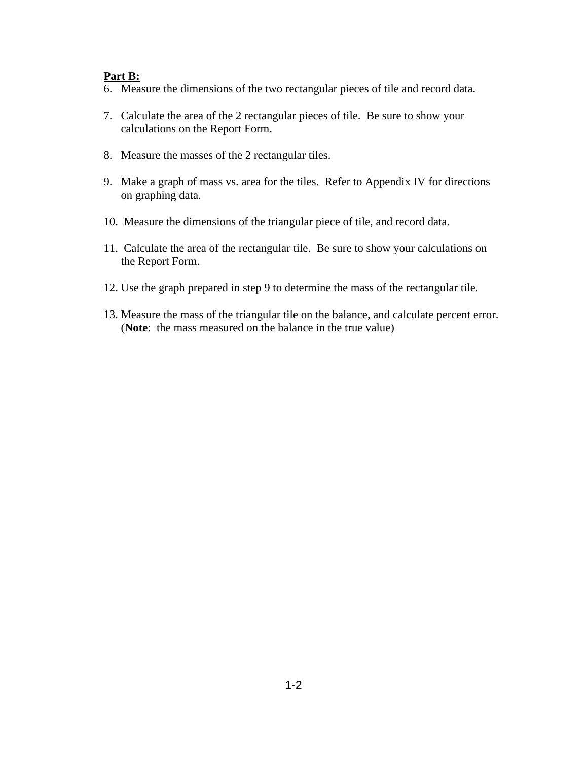**Part B:**

6. Measure the dimensions of the two rectangular pieces of tile and record data.

7. Calculate the area of the 2 rectangular pieces of tile. Be sure to show your calculations on the Report Form.

8. Measure the masses of the 2 rectangular tiles.

9. Make a graph of mass vs. area for the tiles. Refer to Appendix IV for directions on graphing data.

10. Measure the dimensions of the triangular piece of tile, and record data.

11. Calculate the area of the rectangular tile. Be sure to show your calculations on the Report Form.

12. Use the graph prepared in step 9 to determine the mass of the rectangular tile.

13. Measure the mass of the triangular tile on the balance, and calculate percent error. (**Note**: the mass measured on the balance in the true value)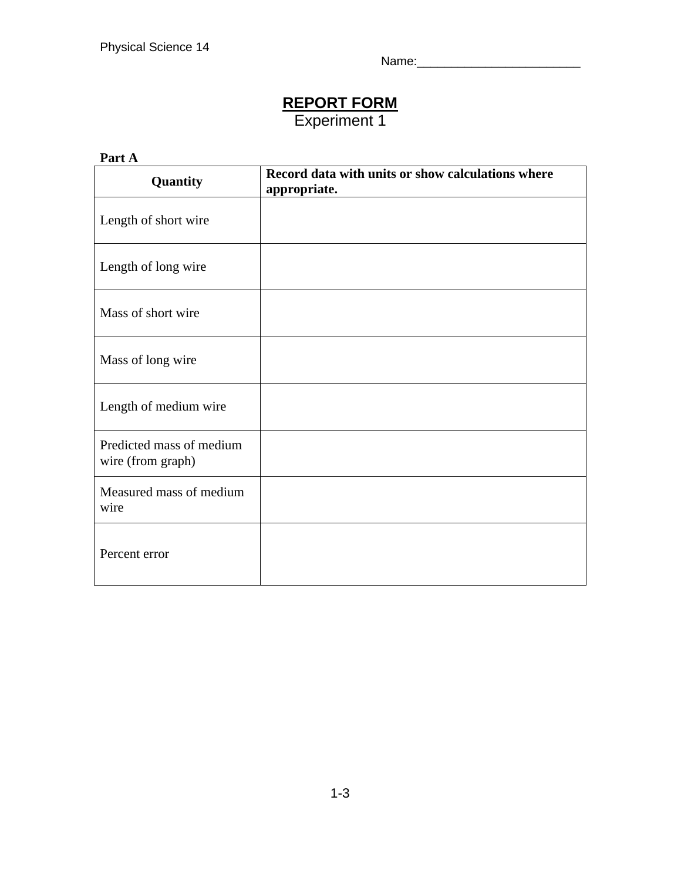Physical Science 14

Name:________________________

# REPORT FORM

Experiment 1

**Part A**

| **Quantity** | **Record data with units or show calculations where appropriate.** |
|---|---|
| Length of short wire | |
| Length of long wire | |
| Mass of short wire | |
| Mass of long wire | |
| Length of medium wire | |
| Predicted mass of medium wire (from graph) | |
| Measured mass of medium wire | |
| Percent error | |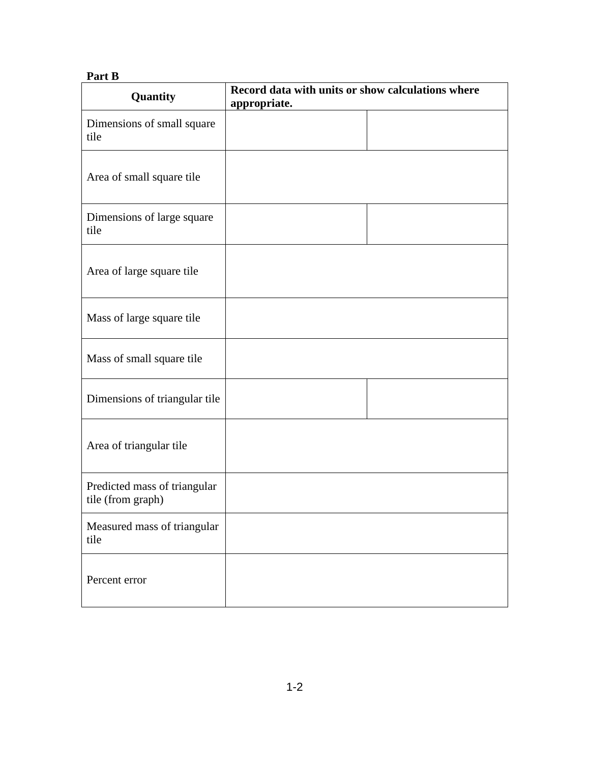**Part B**

| Quantity | Record data with units or show calculations where appropriate. | |
| --- | --- | --- |
| Dimensions of small square tile | | |
| Area of small square tile | | |
| Dimensions of large square tile | | |
| Area of large square tile | | |
| Mass of large square tile | | |
| Mass of small square tile | | |
| Dimensions of triangular tile | | |
| Area of triangular tile | | |
| Predicted mass of triangular tile (from graph) | | |
| Measured mass of triangular tile | | |
| Percent error | | |